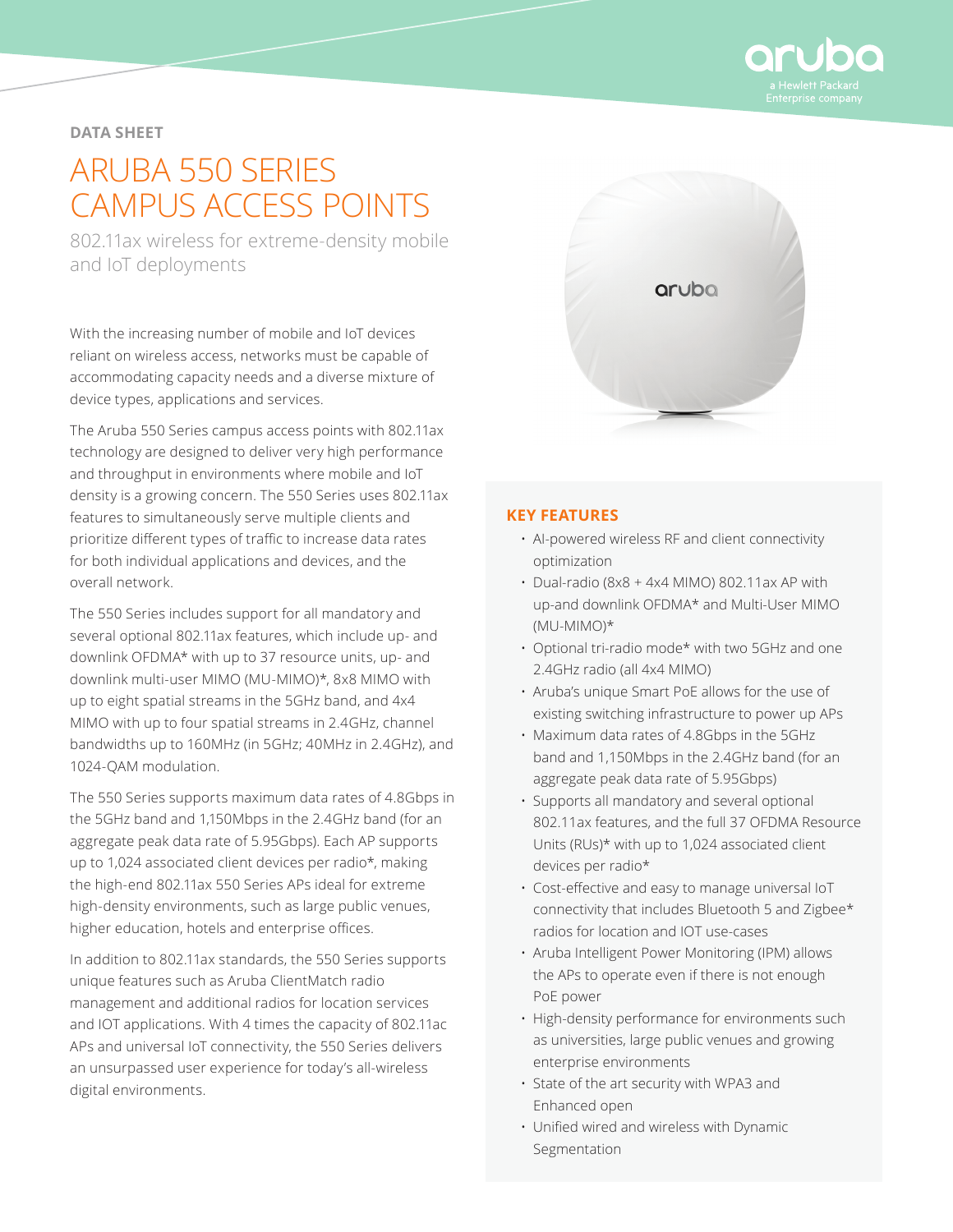DATA SHEET

# ARUBA 550 SERIES CAMPUS ACCESS POINTS

802.11ax wireless for extreme-density mobile and IoT deployments

With the increasing number of mobile and IoT devices reliant on wireless access, networks must be capable of accommodating capacity needs and a diverse mixture of device types, applications and services.

The Aruba 550 Series campus access points with 802.11ax technology are designed to deliver very high performance and throughput in environments where mobile and IoT density is a growing concern. The 550 Series uses 802.11ax features to simultaneously serve multiple clients and prioritize different types of traffic to increase data rates for both individual applications and devices, and the overall network.

The 550 Series includes support for all mandatory and several optional 802.11ax features, which include up- and downlink OFDMA* with up to 37 resource units, up- and downlink multi-user MIMO (MU-MIMO)*, 8x8 MIMO with up to eight spatial streams in the 5GHz band, and 4x4 MIMO with up to four spatial streams in 2.4GHz, channel bandwidths up to 160MHz (in 5GHz; 40MHz in 2.4GHz), and 1024-QAM modulation.

The 550 Series supports maximum data rates of 4.8Gbps in the 5GHz band and 1,150Mbps in the 2.4GHz band (for an aggregate peak data rate of 5.95Gbps). Each AP supports up to 1,024 associated client devices per radio*, making the high-end 802.11ax 550 Series APs ideal for extreme high-density environments, such as large public venues, higher education, hotels and enterprise offices.

In addition to 802.11ax standards, the 550 Series supports unique features such as Aruba ClientMatch radio management and additional radios for location services and IOT applications. With 4 times the capacity of 802.11ac APs and universal IoT connectivity, the 550 Series delivers an unsurpassed user experience for today's all-wireless digital environments.

## KEY FEATURES

- AI-powered wireless RF and client connectivity optimization
- Dual-radio (8x8 + 4x4 MIMO) 802.11ax AP with up-and downlink OFDMA* and Multi-User MIMO (MU-MIMO)*
- Optional tri-radio mode* with two 5GHz and one 2.4GHz radio (all 4x4 MIMO)
- Aruba's unique Smart PoE allows for the use of existing switching infrastructure to power up APs
- Maximum data rates of 4.8Gbps in the 5GHz band and 1,150Mbps in the 2.4GHz band (for an aggregate peak data rate of 5.95Gbps)
- Supports all mandatory and several optional 802.11ax features, and the full 37 OFDMA Resource Units (RUs)* with up to 1,024 associated client devices per radio*
- Cost-effective and easy to manage universal IoT connectivity that includes Bluetooth 5 and Zigbee* radios for location and IOT use-cases
- Aruba Intelligent Power Monitoring (IPM) allows the APs to operate even if there is not enough PoE power
- High-density performance for environments such as universities, large public venues and growing enterprise environments
- State of the art security with WPA3 and Enhanced open
- Unified wired and wireless with Dynamic Segmentation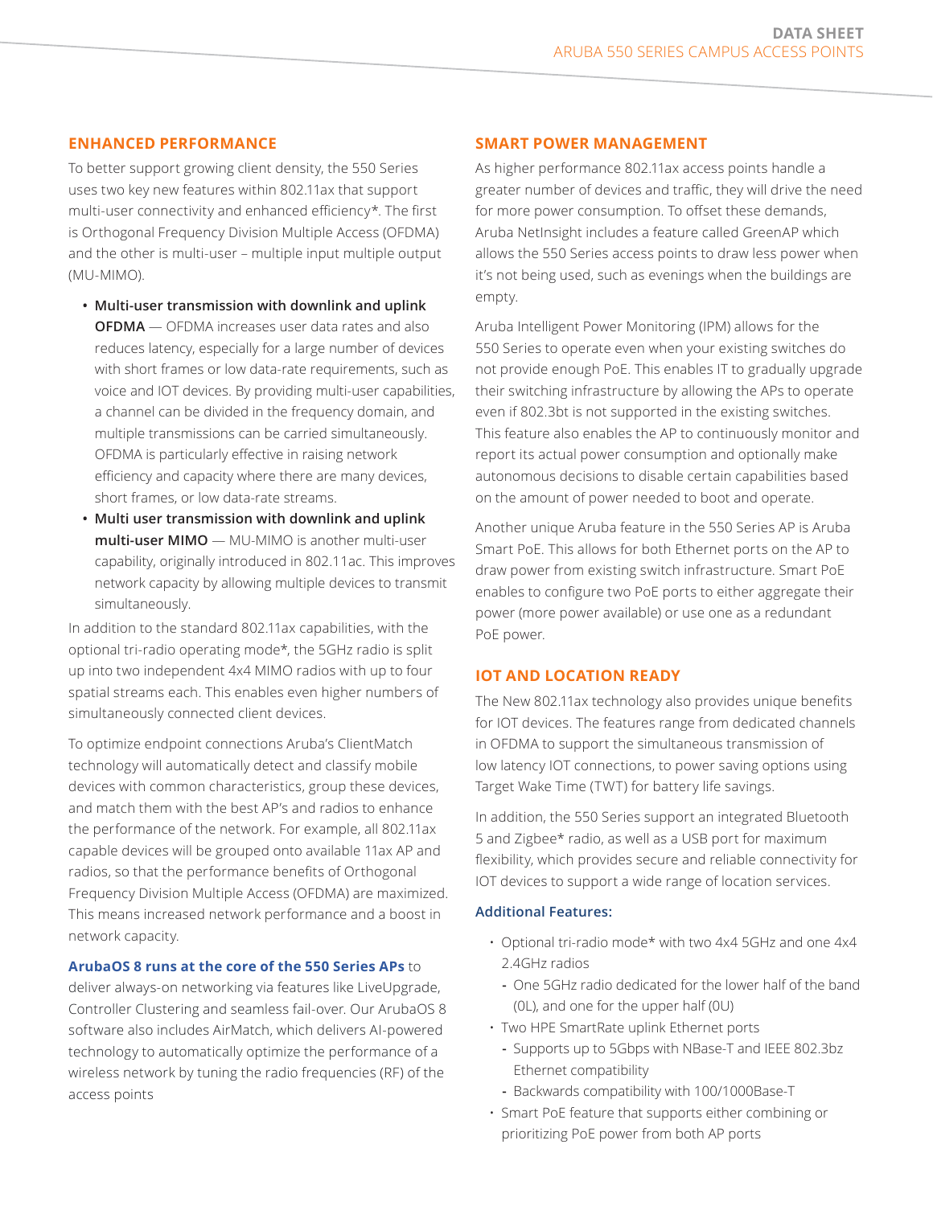## ENHANCED PERFORMANCE

To better support growing client density, the 550 Series uses two key new features within 802.11ax that support multi-user connectivity and enhanced efficiency*. The first is Orthogonal Frequency Division Multiple Access (OFDMA) and the other is multi-user – multiple input multiple output (MU-MIMO).

- **Multi-user transmission with downlink and uplink OFDMA** — OFDMA increases user data rates and also reduces latency, especially for a large number of devices with short frames or low data-rate requirements, such as voice and IOT devices. By providing multi-user capabilities, a channel can be divided in the frequency domain, and multiple transmissions can be carried simultaneously. OFDMA is particularly effective in raising network efficiency and capacity where there are many devices, short frames, or low data-rate streams.
- **Multi user transmission with downlink and uplink multi-user MIMO** — MU-MIMO is another multi-user capability, originally introduced in 802.11ac. This improves network capacity by allowing multiple devices to transmit simultaneously.

In addition to the standard 802.11ax capabilities, with the optional tri-radio operating mode*, the 5GHz radio is split up into two independent 4x4 MIMO radios with up to four spatial streams each. This enables even higher numbers of simultaneously connected client devices.

To optimize endpoint connections Aruba's ClientMatch technology will automatically detect and classify mobile devices with common characteristics, group these devices, and match them with the best AP's and radios to enhance the performance of the network. For example, all 802.11ax capable devices will be grouped onto available 11ax AP and radios, so that the performance benefits of Orthogonal Frequency Division Multiple Access (OFDMA) are maximized. This means increased network performance and a boost in network capacity.

**ArubaOS 8 runs at the core of the 550 Series APs** to deliver always-on networking via features like LiveUpgrade, Controller Clustering and seamless fail-over. Our ArubaOS 8 software also includes AirMatch, which delivers AI-powered technology to automatically optimize the performance of a wireless network by tuning the radio frequencies (RF) of the access points

## SMART POWER MANAGEMENT

As higher performance 802.11ax access points handle a greater number of devices and traffic, they will drive the need for more power consumption. To offset these demands, Aruba NetInsight includes a feature called GreenAP which allows the 550 Series access points to draw less power when it's not being used, such as evenings when the buildings are empty.

Aruba Intelligent Power Monitoring (IPM) allows for the 550 Series to operate even when your existing switches do not provide enough PoE. This enables IT to gradually upgrade their switching infrastructure by allowing the APs to operate even if 802.3bt is not supported in the existing switches. This feature also enables the AP to continuously monitor and report its actual power consumption and optionally make autonomous decisions to disable certain capabilities based on the amount of power needed to boot and operate.

Another unique Aruba feature in the 550 Series AP is Aruba Smart PoE. This allows for both Ethernet ports on the AP to draw power from existing switch infrastructure. Smart PoE enables to configure two PoE ports to either aggregate their power (more power available) or use one as a redundant PoE power.

## IOT AND LOCATION READY

The New 802.11ax technology also provides unique benefits for IOT devices. The features range from dedicated channels in OFDMA to support the simultaneous transmission of low latency IOT connections, to power saving options using Target Wake Time (TWT) for battery life savings.

In addition, the 550 Series support an integrated Bluetooth 5 and Zigbee* radio, as well as a USB port for maximum flexibility, which provides secure and reliable connectivity for IOT devices to support a wide range of location services.

### Additional Features:

- Optional tri-radio mode* with two 4x4 5GHz and one 4x4 2.4GHz radios
  - One 5GHz radio dedicated for the lower half of the band (0L), and one for the upper half (0U)
- Two HPE SmartRate uplink Ethernet ports
  - Supports up to 5Gbps with NBase-T and IEEE 802.3bz Ethernet compatibility
  - Backwards compatibility with 100/1000Base-T
- Smart PoE feature that supports either combining or prioritizing PoE power from both AP ports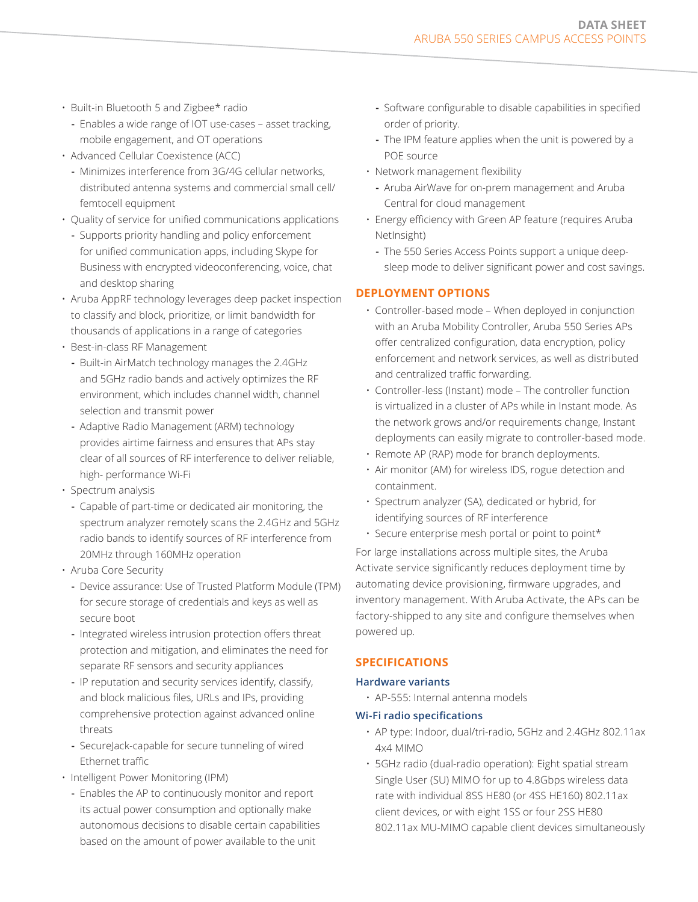- Built-in Bluetooth 5 and Zigbee* radio
  - Enables a wide range of IOT use-cases – asset tracking, mobile engagement, and OT operations
- Advanced Cellular Coexistence (ACC)
  - Minimizes interference from 3G/4G cellular networks, distributed antenna systems and commercial small cell/ femtocell equipment
- Quality of service for unified communications applications
  - Supports priority handling and policy enforcement for unified communication apps, including Skype for Business with encrypted videoconferencing, voice, chat and desktop sharing
- Aruba AppRF technology leverages deep packet inspection to classify and block, prioritize, or limit bandwidth for thousands of applications in a range of categories
- Best-in-class RF Management
  - Built-in AirMatch technology manages the 2.4GHz and 5GHz radio bands and actively optimizes the RF environment, which includes channel width, channel selection and transmit power
  - Adaptive Radio Management (ARM) technology provides airtime fairness and ensures that APs stay clear of all sources of RF interference to deliver reliable, high- performance Wi-Fi
- Spectrum analysis
  - Capable of part-time or dedicated air monitoring, the spectrum analyzer remotely scans the 2.4GHz and 5GHz radio bands to identify sources of RF interference from 20MHz through 160MHz operation
- Aruba Core Security
  - Device assurance: Use of Trusted Platform Module (TPM) for secure storage of credentials and keys as well as secure boot
  - Integrated wireless intrusion protection offers threat protection and mitigation, and eliminates the need for separate RF sensors and security appliances
  - IP reputation and security services identify, classify, and block malicious files, URLs and IPs, providing comprehensive protection against advanced online threats
  - SecureJack-capable for secure tunneling of wired Ethernet traffic
- Intelligent Power Monitoring (IPM)
  - Enables the AP to continuously monitor and report its actual power consumption and optionally make autonomous decisions to disable certain capabilities based on the amount of power available to the unit
  - Software configurable to disable capabilities in specified order of priority.
  - The IPM feature applies when the unit is powered by a POE source
- Network management flexibility
  - Aruba AirWave for on-prem management and Aruba Central for cloud management
- Energy efficiency with Green AP feature (requires Aruba NetInsight)
  - The 550 Series Access Points support a unique deep-sleep mode to deliver significant power and cost savings.

## DEPLOYMENT OPTIONS

- Controller-based mode – When deployed in conjunction with an Aruba Mobility Controller, Aruba 550 Series APs offer centralized configuration, data encryption, policy enforcement and network services, as well as distributed and centralized traffic forwarding.
- Controller-less (Instant) mode – The controller function is virtualized in a cluster of APs while in Instant mode. As the network grows and/or requirements change, Instant deployments can easily migrate to controller-based mode.
- Remote AP (RAP) mode for branch deployments.
- Air monitor (AM) for wireless IDS, rogue detection and containment.
- Spectrum analyzer (SA), dedicated or hybrid, for identifying sources of RF interference
- Secure enterprise mesh portal or point to point*

For large installations across multiple sites, the Aruba Activate service significantly reduces deployment time by automating device provisioning, firmware upgrades, and inventory management. With Aruba Activate, the APs can be factory-shipped to any site and configure themselves when powered up.

## SPECIFICATIONS

### Hardware variants

- AP-555: Internal antenna models

### Wi-Fi radio specifications

- AP type: Indoor, dual/tri-radio, 5GHz and 2.4GHz 802.11ax 4x4 MIMO
- 5GHz radio (dual-radio operation): Eight spatial stream Single User (SU) MIMO for up to 4.8Gbps wireless data rate with individual 8SS HE80 (or 4SS HE160) 802.11ax client devices, or with eight 1SS or four 2SS HE80 802.11ax MU-MIMO capable client devices simultaneously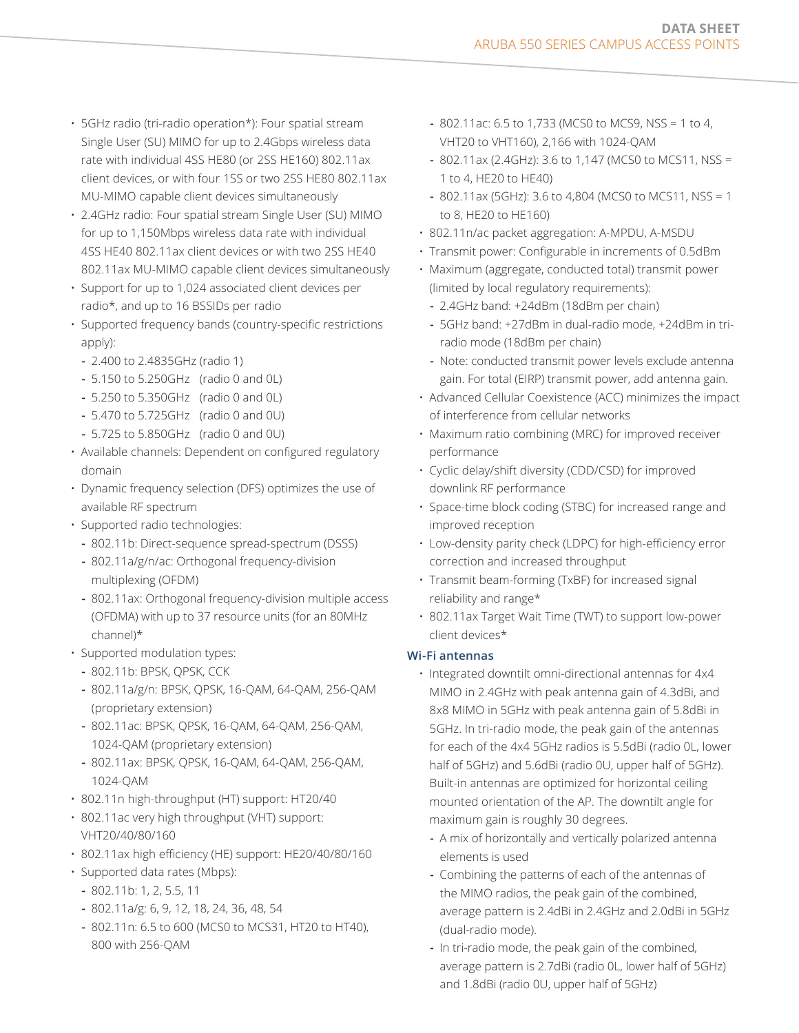- 5GHz radio (tri-radio operation*): Four spatial stream Single User (SU) MIMO for up to 2.4Gbps wireless data rate with individual 4SS HE80 (or 2SS HE160) 802.11ax client devices, or with four 1SS or two 2SS HE80 802.11ax MU-MIMO capable client devices simultaneously
- 2.4GHz radio: Four spatial stream Single User (SU) MIMO for up to 1,150Mbps wireless data rate with individual 4SS HE40 802.11ax client devices or with two 2SS HE40 802.11ax MU-MIMO capable client devices simultaneously
- Support for up to 1,024 associated client devices per radio*, and up to 16 BSSIDs per radio
- Supported frequency bands (country-specific restrictions apply):
  - 2.400 to 2.4835GHz (radio 1)
  - 5.150 to 5.250GHz (radio 0 and 0L)
  - 5.250 to 5.350GHz (radio 0 and 0L)
  - 5.470 to 5.725GHz (radio 0 and 0U)
  - 5.725 to 5.850GHz (radio 0 and 0U)
- Available channels: Dependent on configured regulatory domain
- Dynamic frequency selection (DFS) optimizes the use of available RF spectrum
- Supported radio technologies:
  - 802.11b: Direct-sequence spread-spectrum (DSSS)
  - 802.11a/g/n/ac: Orthogonal frequency-division multiplexing (OFDM)
  - 802.11ax: Orthogonal frequency-division multiple access (OFDMA) with up to 37 resource units (for an 80MHz channel)*
- Supported modulation types:
  - 802.11b: BPSK, QPSK, CCK
  - 802.11a/g/n: BPSK, QPSK, 16-QAM, 64-QAM, 256-QAM (proprietary extension)
  - 802.11ac: BPSK, QPSK, 16-QAM, 64-QAM, 256-QAM, 1024-QAM (proprietary extension)
  - 802.11ax: BPSK, QPSK, 16-QAM, 64-QAM, 256-QAM, 1024-QAM
- 802.11n high-throughput (HT) support: HT20/40
- 802.11ac very high throughput (VHT) support: VHT20/40/80/160
- 802.11ax high efficiency (HE) support: HE20/40/80/160
- Supported data rates (Mbps):
  - 802.11b: 1, 2, 5.5, 11
  - 802.11a/g: 6, 9, 12, 18, 24, 36, 48, 54
  - 802.11n: 6.5 to 600 (MCS0 to MCS31, HT20 to HT40), 800 with 256-QAM
  - 802.11ac: 6.5 to 1,733 (MCS0 to MCS9, NSS = 1 to 4, VHT20 to VHT160), 2,166 with 1024-QAM
  - 802.11ax (2.4GHz): 3.6 to 1,147 (MCS0 to MCS11, NSS = 1 to 4, HE20 to HE40)
  - 802.11ax (5GHz): 3.6 to 4,804 (MCS0 to MCS11, NSS = 1 to 8, HE20 to HE160)
- 802.11n/ac packet aggregation: A-MPDU, A-MSDU
- Transmit power: Configurable in increments of 0.5dBm
- Maximum (aggregate, conducted total) transmit power (limited by local regulatory requirements):
  - 2.4GHz band: +24dBm (18dBm per chain)
  - 5GHz band: +27dBm in dual-radio mode, +24dBm in tri-radio mode (18dBm per chain)
  - Note: conducted transmit power levels exclude antenna gain. For total (EIRP) transmit power, add antenna gain.
- Advanced Cellular Coexistence (ACC) minimizes the impact of interference from cellular networks
- Maximum ratio combining (MRC) for improved receiver performance
- Cyclic delay/shift diversity (CDD/CSD) for improved downlink RF performance
- Space-time block coding (STBC) for increased range and improved reception
- Low-density parity check (LDPC) for high-efficiency error correction and increased throughput
- Transmit beam-forming (TxBF) for increased signal reliability and range*
- 802.11ax Target Wait Time (TWT) to support low-power client devices*

### Wi-Fi antennas

- Integrated downtilt omni-directional antennas for 4x4 MIMO in 2.4GHz with peak antenna gain of 4.3dBi, and 8x8 MIMO in 5GHz with peak antenna gain of 5.8dBi in 5GHz. In tri-radio mode, the peak gain of the antennas for each of the 4x4 5GHz radios is 5.5dBi (radio 0L, lower half of 5GHz) and 5.6dBi (radio 0U, upper half of 5GHz). Built-in antennas are optimized for horizontal ceiling mounted orientation of the AP. The downtilt angle for maximum gain is roughly 30 degrees.
  - A mix of horizontally and vertically polarized antenna elements is used
  - Combining the patterns of each of the antennas of the MIMO radios, the peak gain of the combined, average pattern is 2.4dBi in 2.4GHz and 2.0dBi in 5GHz (dual-radio mode).
  - In tri-radio mode, the peak gain of the combined, average pattern is 2.7dBi (radio 0L, lower half of 5GHz) and 1.8dBi (radio 0U, upper half of 5GHz)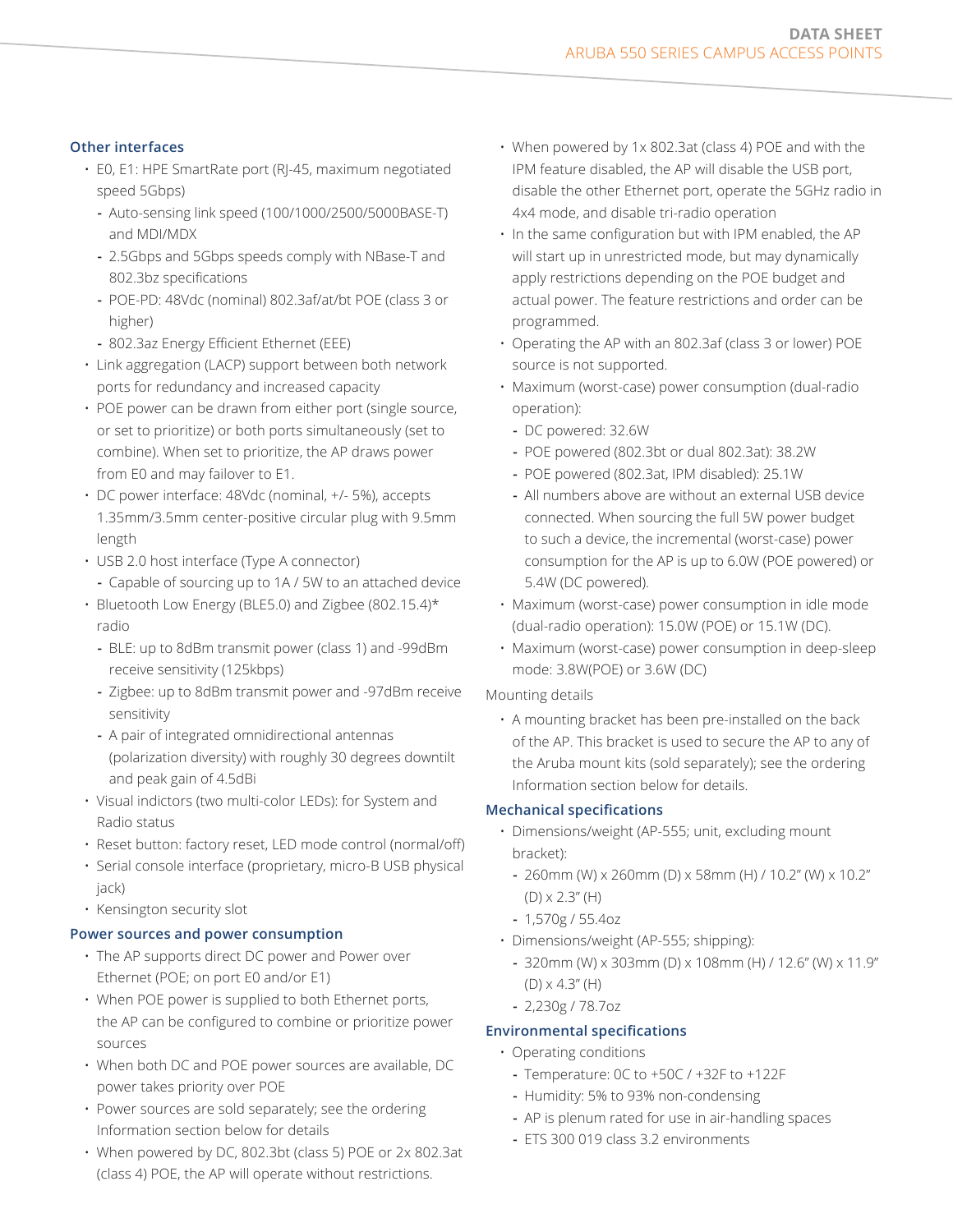### Other interfaces

- E0, E1: HPE SmartRate port (RJ-45, maximum negotiated speed 5Gbps)
  - Auto-sensing link speed (100/1000/2500/5000BASE-T) and MDI/MDX
  - 2.5Gbps and 5Gbps speeds comply with NBase-T and 802.3bz specifications
  - POE-PD: 48Vdc (nominal) 802.3af/at/bt POE (class 3 or higher)
  - 802.3az Energy Efficient Ethernet (EEE)
- Link aggregation (LACP) support between both network ports for redundancy and increased capacity
- POE power can be drawn from either port (single source, or set to prioritize) or both ports simultaneously (set to combine). When set to prioritize, the AP draws power from E0 and may failover to E1.
- DC power interface: 48Vdc (nominal, +/- 5%), accepts 1.35mm/3.5mm center-positive circular plug with 9.5mm length
- USB 2.0 host interface (Type A connector)
  - Capable of sourcing up to 1A / 5W to an attached device
- Bluetooth Low Energy (BLE5.0) and Zigbee (802.15.4)* radio
  - BLE: up to 8dBm transmit power (class 1) and -99dBm receive sensitivity (125kbps)
  - Zigbee: up to 8dBm transmit power and -97dBm receive sensitivity
  - A pair of integrated omnidirectional antennas (polarization diversity) with roughly 30 degrees downtilt and peak gain of 4.5dBi
- Visual indictors (two multi-color LEDs): for System and Radio status
- Reset button: factory reset, LED mode control (normal/off)
- Serial console interface (proprietary, micro-B USB physical jack)
- Kensington security slot

### Power sources and power consumption

- The AP supports direct DC power and Power over Ethernet (POE; on port E0 and/or E1)
- When POE power is supplied to both Ethernet ports, the AP can be configured to combine or prioritize power sources
- When both DC and POE power sources are available, DC power takes priority over POE
- Power sources are sold separately; see the ordering Information section below for details
- When powered by DC, 802.3bt (class 5) POE or 2x 802.3at (class 4) POE, the AP will operate without restrictions.
- When powered by 1x 802.3at (class 4) POE and with the IPM feature disabled, the AP will disable the USB port, disable the other Ethernet port, operate the 5GHz radio in 4x4 mode, and disable tri-radio operation
- In the same configuration but with IPM enabled, the AP will start up in unrestricted mode, but may dynamically apply restrictions depending on the POE budget and actual power. The feature restrictions and order can be programmed.
- Operating the AP with an 802.3af (class 3 or lower) POE source is not supported.
- Maximum (worst-case) power consumption (dual-radio operation):
  - DC powered: 32.6W
  - POE powered (802.3bt or dual 802.3at): 38.2W
  - POE powered (802.3at, IPM disabled): 25.1W
  - All numbers above are without an external USB device connected. When sourcing the full 5W power budget to such a device, the incremental (worst-case) power consumption for the AP is up to 6.0W (POE powered) or 5.4W (DC powered).
- Maximum (worst-case) power consumption in idle mode (dual-radio operation): 15.0W (POE) or 15.1W (DC).
- Maximum (worst-case) power consumption in deep-sleep mode: 3.8W(POE) or 3.6W (DC)

Mounting details

- A mounting bracket has been pre-installed on the back of the AP. This bracket is used to secure the AP to any of the Aruba mount kits (sold separately); see the ordering Information section below for details.

### Mechanical specifications

- Dimensions/weight (AP-555; unit, excluding mount bracket):
  - 260mm (W) x 260mm (D) x 58mm (H) / 10.2" (W) x 10.2" (D) x 2.3" (H)
  - 1,570g / 55.4oz
- Dimensions/weight (AP-555; shipping):
  - 320mm (W) x 303mm (D) x 108mm (H) / 12.6" (W) x 11.9" (D) x 4.3" (H)
  - 2,230g / 78.7oz

### Environmental specifications

- Operating conditions
  - Temperature: 0C to +50C / +32F to +122F
  - Humidity: 5% to 93% non-condensing
  - AP is plenum rated for use in air-handling spaces
  - ETS 300 019 class 3.2 environments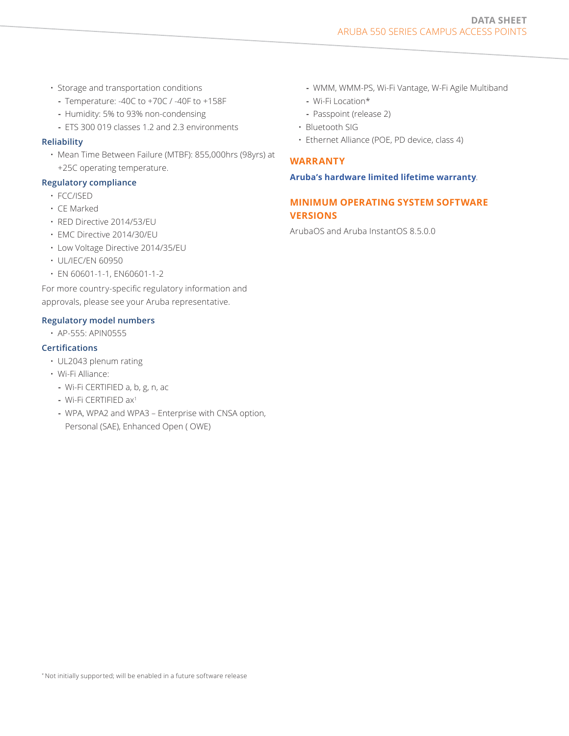- Storage and transportation conditions
  - Temperature: -40C to +70C / -40F to +158F
  - Humidity: 5% to 93% non-condensing
  - ETS 300 019 classes 1.2 and 2.3 environments

### Reliability

- Mean Time Between Failure (MTBF): 855,000hrs (98yrs) at +25C operating temperature.

### Regulatory compliance

- FCC/ISED
- CE Marked
- RED Directive 2014/53/EU
- EMC Directive 2014/30/EU
- Low Voltage Directive 2014/35/EU
- UL/IEC/EN 60950
- EN 60601-1-1, EN60601-1-2

For more country-specific regulatory information and approvals, please see your Aruba representative.

### Regulatory model numbers

- AP-555: APIN0555

### Certifications

- UL2043 plenum rating
- Wi-Fi Alliance:
  - Wi-Fi CERTIFIED a, b, g, n, ac
  - Wi-Fi CERTIFIED ax[1]
  - WPA, WPA2 and WPA3 – Enterprise with CNSA option, Personal (SAE), Enhanced Open ( OWE)
  - WMM, WMM-PS, Wi-Fi Vantage, W-Fi Agile Multiband
  - Wi-Fi Location*
  - Passpoint (release 2)
- Bluetooth SIG
- Ethernet Alliance (POE, PD device, class 4)

## WARRANTY

**Aruba's hardware limited lifetime warranty**.

## MINIMUM OPERATING SYSTEM SOFTWARE VERSIONS

ArubaOS and Aruba InstantOS 8.5.0.0

* Not initially supported; will be enabled in a future software release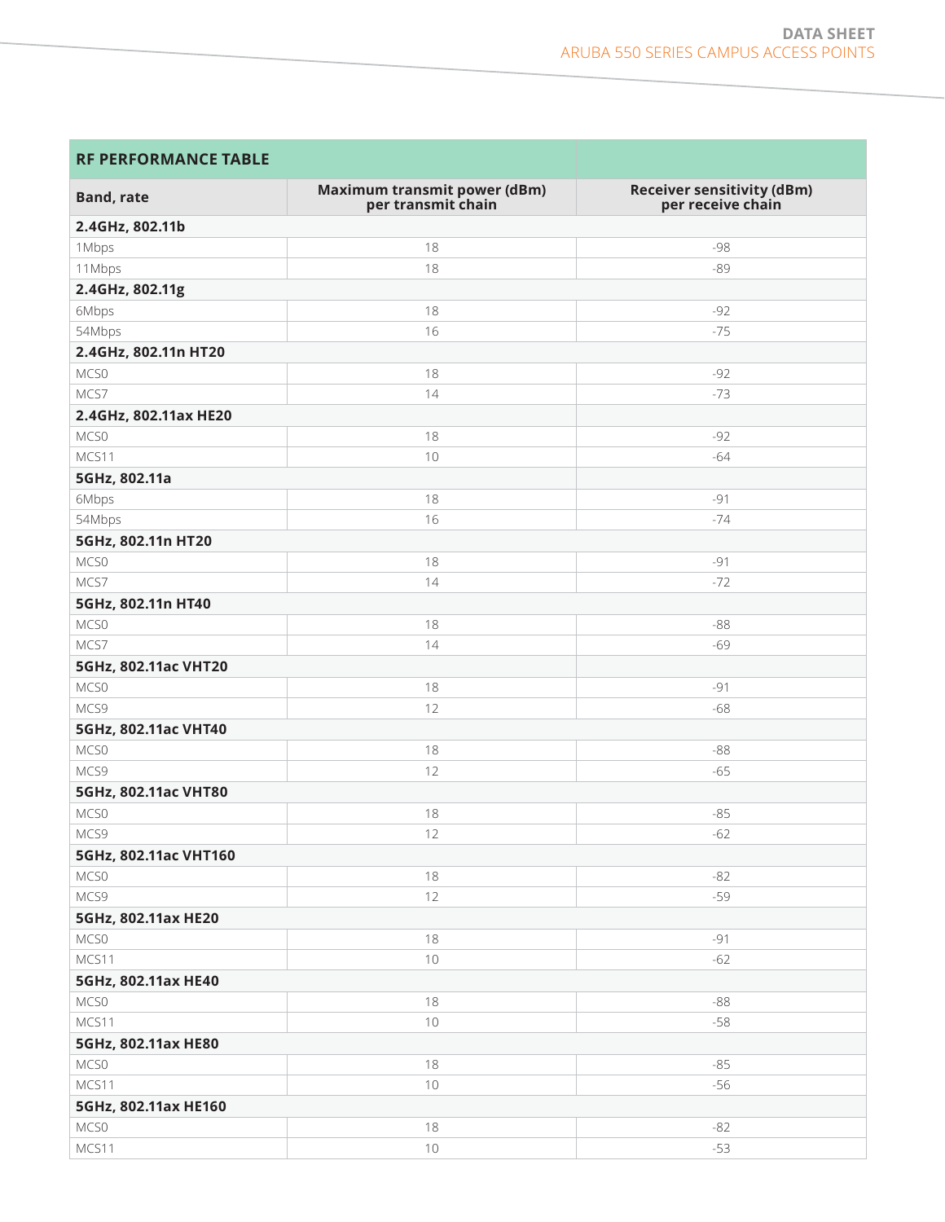| RF PERFORMANCE TABLE | | |
|---|---|---|
| **Band, rate** | **Maximum transmit power (dBm) per transmit chain** | **Receiver sensitivity (dBm) per receive chain** |
| **2.4GHz, 802.11b** | | |
| 1Mbps | 18 | -98 |
| 11Mbps | 18 | -89 |
| **2.4GHz, 802.11g** | | |
| 6Mbps | 18 | -92 |
| 54Mbps | 16 | -75 |
| **2.4GHz, 802.11n HT20** | | |
| MCS0 | 18 | -92 |
| MCS7 | 14 | -73 |
| **2.4GHz, 802.11ax HE20** | | |
| MCS0 | 18 | -92 |
| MCS11 | 10 | -64 |
| **5GHz, 802.11a** | | |
| 6Mbps | 18 | -91 |
| 54Mbps | 16 | -74 |
| **5GHz, 802.11n HT20** | | |
| MCS0 | 18 | -91 |
| MCS7 | 14 | -72 |
| **5GHz, 802.11n HT40** | | |
| MCS0 | 18 | -88 |
| MCS7 | 14 | -69 |
| **5GHz, 802.11ac VHT20** | | |
| MCS0 | 18 | -91 |
| MCS9 | 12 | -68 |
| **5GHz, 802.11ac VHT40** | | |
| MCS0 | 18 | -88 |
| MCS9 | 12 | -65 |
| **5GHz, 802.11ac VHT80** | | |
| MCS0 | 18 | -85 |
| MCS9 | 12 | -62 |
| **5GHz, 802.11ac VHT160** | | |
| MCS0 | 18 | -82 |
| MCS9 | 12 | -59 |
| **5GHz, 802.11ax HE20** | | |
| MCS0 | 18 | -91 |
| MCS11 | 10 | -62 |
| **5GHz, 802.11ax HE40** | | |
| MCS0 | 18 | -88 |
| MCS11 | 10 | -58 |
| **5GHz, 802.11ax HE80** | | |
| MCS0 | 18 | -85 |
| MCS11 | 10 | -56 |
| **5GHz, 802.11ax HE160** | | |
| MCS0 | 18 | -82 |
| MCS11 | 10 | -53 |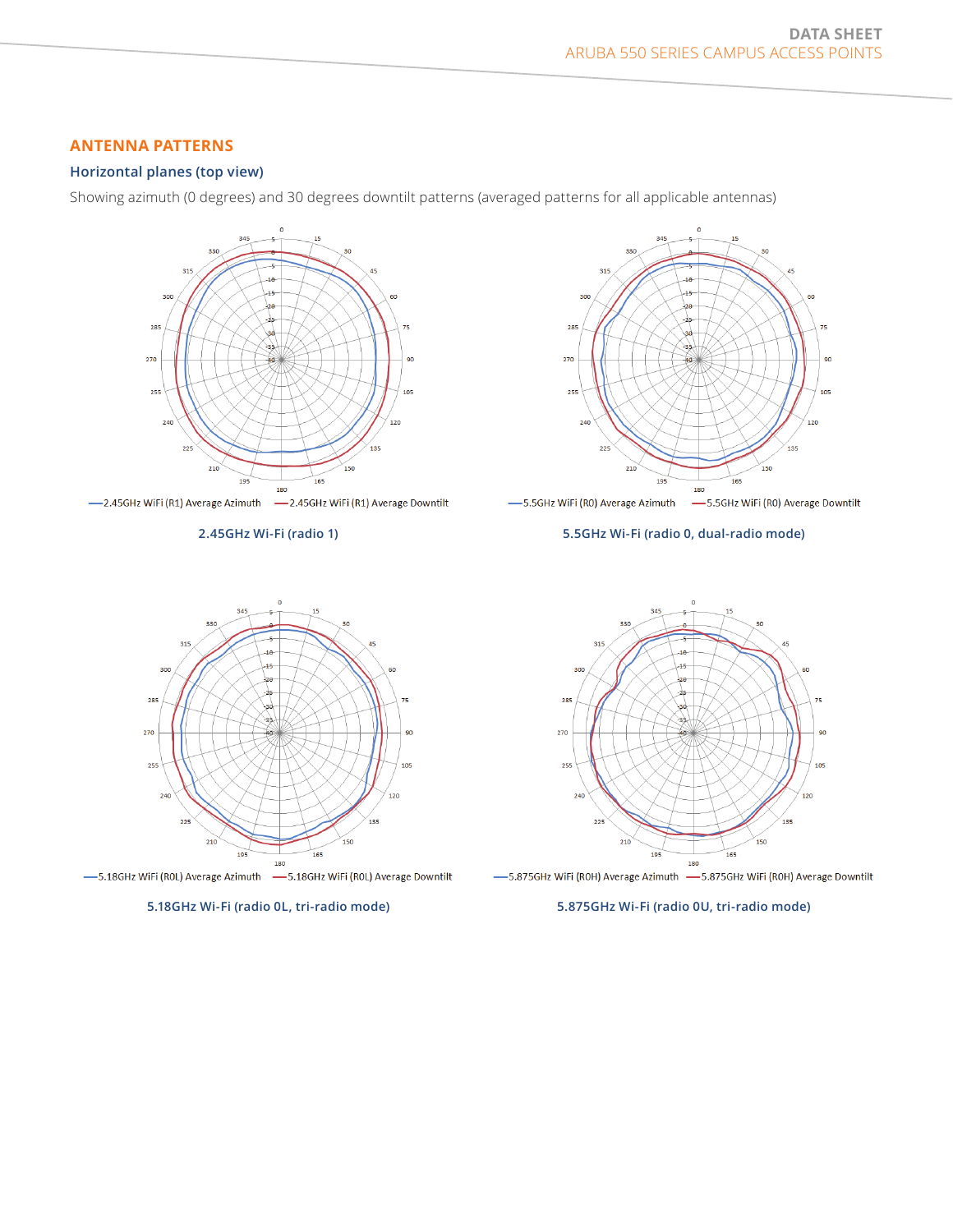## ANTENNA PATTERNS

### Horizontal planes (top view)

Showing azimuth (0 degrees) and 30 degrees downtilt patterns (averaged patterns for all applicable antennas)

—2.45GHz WiFi (R1) Average Azimuth —2.45GHz WiFi (R1) Average Downtilt

**2.45GHz Wi-Fi (radio 1)**

—5.5GHz WiFi (R0) Average Azimuth —5.5GHz WiFi (R0) Average Downtilt

**5.5GHz Wi-Fi (radio 0, dual-radio mode)**

—5.18GHz WiFi (R0L) Average Azimuth —5.18GHz WiFi (R0L) Average Downtilt

**5.18GHz Wi-Fi (radio 0L, tri-radio mode)**

—5.875GHz WiFi (R0H) Average Azimuth —5.875GHz WiFi (R0H) Average Downtilt

**5.875GHz Wi-Fi (radio 0U, tri-radio mode)**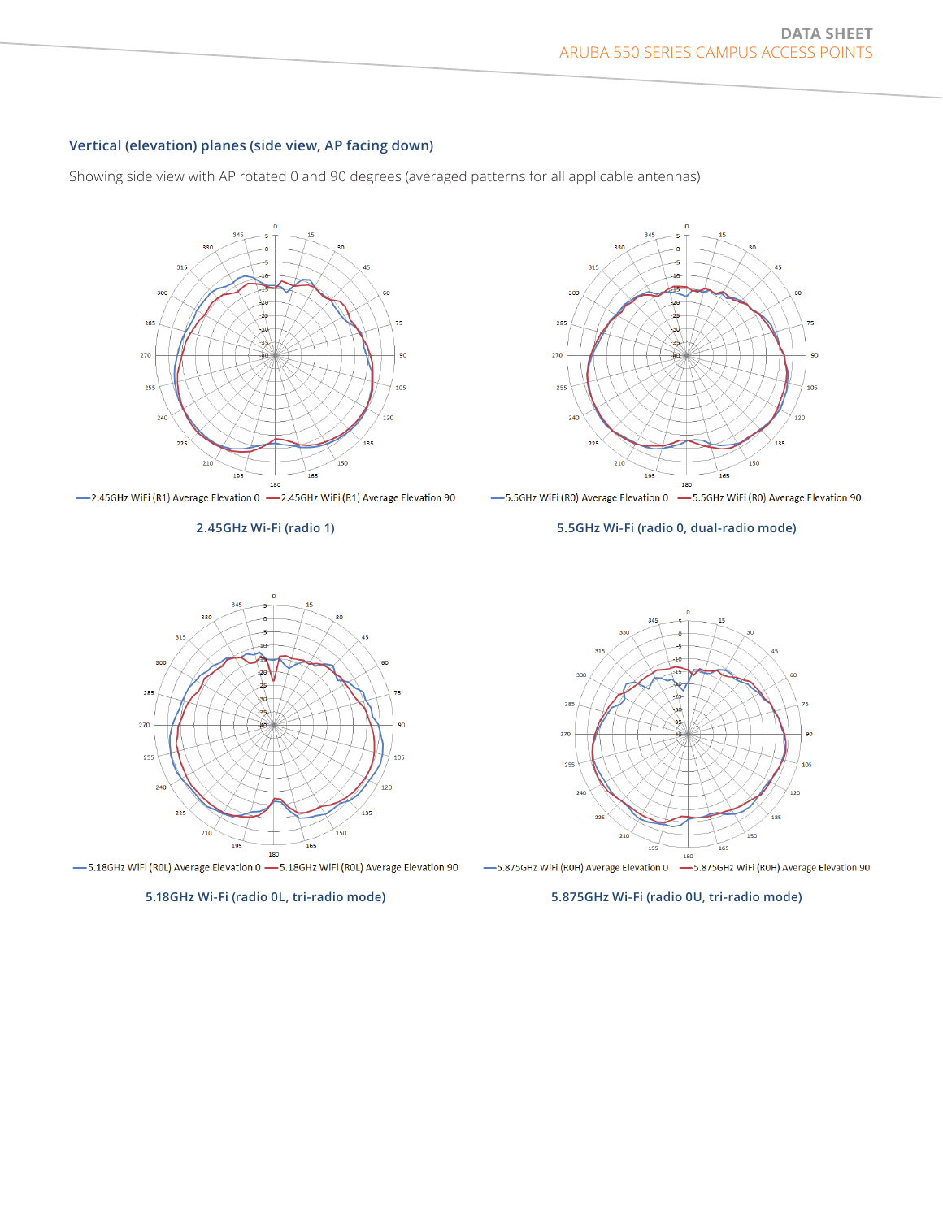### Vertical (elevation) planes (side view, AP facing down)

Showing side view with AP rotated 0 and 90 degrees (averaged patterns for all applicable antennas)

—2.45GHz WiFi (R1) Average Elevation 0 —2.45GHz WiFi (R1) Average Elevation 90

**2.45GHz Wi-Fi (radio 1)**

—5.5GHz WiFi (R0) Average Elevation 0 —5.5GHz WiFi (R0) Average Elevation 90

**5.5GHz Wi-Fi (radio 0, dual-radio mode)**

—5.18GHz WiFi (R0L) Average Elevation 0 —5.18GHz WiFi (R0L) Average Elevation 90

**5.18GHz Wi-Fi (radio 0L, tri-radio mode)**

—5.875GHz WiFi (R0H) Average Elevation 0 —5.875GHz WiFi (R0H) Average Elevation 90

**5.875GHz Wi-Fi (radio 0U, tri-radio mode)**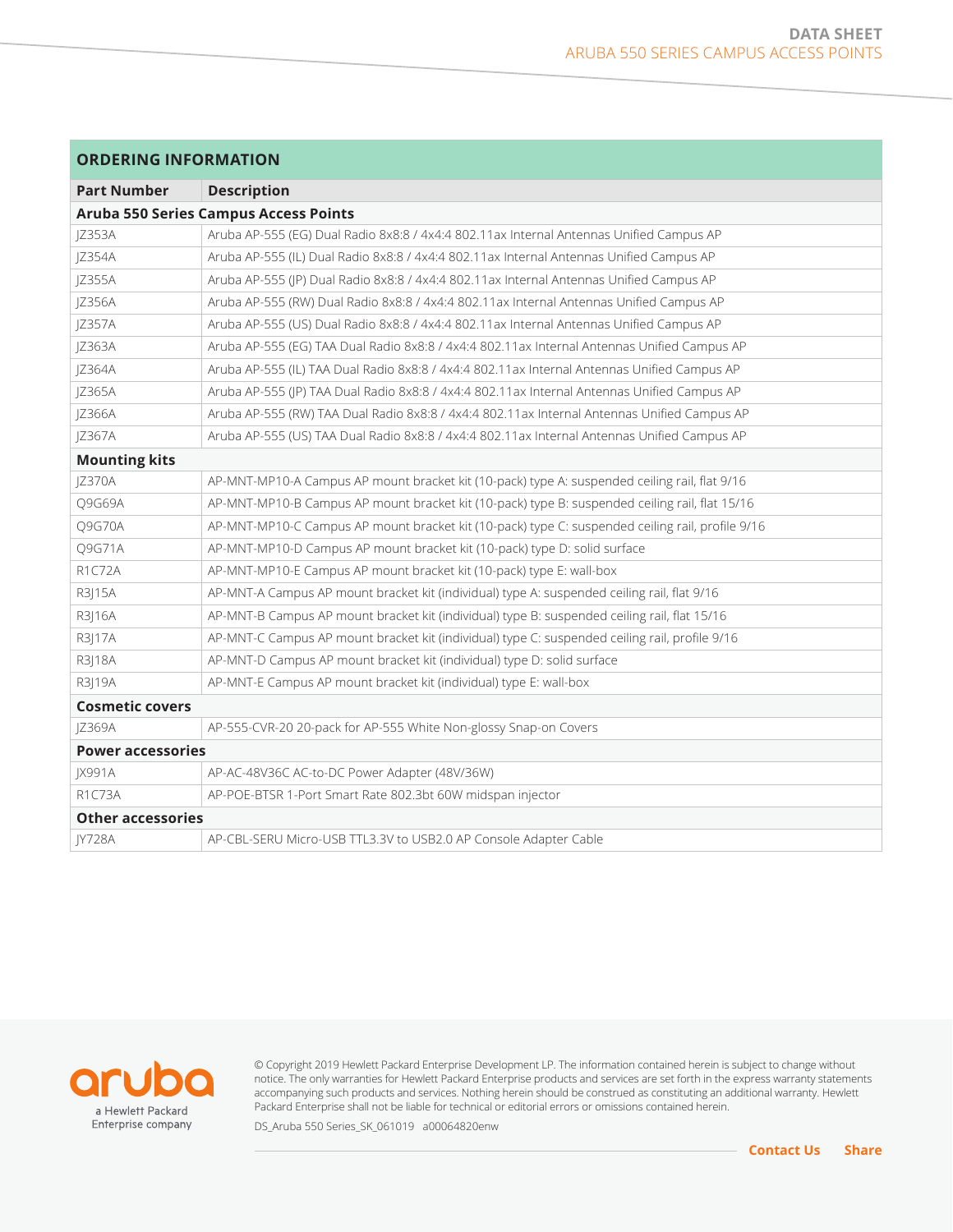## ORDERING INFORMATION

| Part Number | Description |
|---|---|
| **Aruba 550 Series Campus Access Points** | |
| JZ353A | Aruba AP-555 (EG) Dual Radio 8x8:8 / 4x4:4 802.11ax Internal Antennas Unified Campus AP |
| JZ354A | Aruba AP-555 (IL) Dual Radio 8x8:8 / 4x4:4 802.11ax Internal Antennas Unified Campus AP |
| JZ355A | Aruba AP-555 (JP) Dual Radio 8x8:8 / 4x4:4 802.11ax Internal Antennas Unified Campus AP |
| JZ356A | Aruba AP-555 (RW) Dual Radio 8x8:8 / 4x4:4 802.11ax Internal Antennas Unified Campus AP |
| JZ357A | Aruba AP-555 (US) Dual Radio 8x8:8 / 4x4:4 802.11ax Internal Antennas Unified Campus AP |
| JZ363A | Aruba AP-555 (EG) TAA Dual Radio 8x8:8 / 4x4:4 802.11ax Internal Antennas Unified Campus AP |
| JZ364A | Aruba AP-555 (IL) TAA Dual Radio 8x8:8 / 4x4:4 802.11ax Internal Antennas Unified Campus AP |
| JZ365A | Aruba AP-555 (JP) TAA Dual Radio 8x8:8 / 4x4:4 802.11ax Internal Antennas Unified Campus AP |
| JZ366A | Aruba AP-555 (RW) TAA Dual Radio 8x8:8 / 4x4:4 802.11ax Internal Antennas Unified Campus AP |
| JZ367A | Aruba AP-555 (US) TAA Dual Radio 8x8:8 / 4x4:4 802.11ax Internal Antennas Unified Campus AP |
| **Mounting kits** | |
| JZ370A | AP-MNT-MP10-A Campus AP mount bracket kit (10-pack) type A: suspended ceiling rail, flat 9/16 |
| Q9G69A | AP-MNT-MP10-B Campus AP mount bracket kit (10-pack) type B: suspended ceiling rail, flat 15/16 |
| Q9G70A | AP-MNT-MP10-C Campus AP mount bracket kit (10-pack) type C: suspended ceiling rail, profile 9/16 |
| Q9G71A | AP-MNT-MP10-D Campus AP mount bracket kit (10-pack) type D: solid surface |
| R1C72A | AP-MNT-MP10-E Campus AP mount bracket kit (10-pack) type E: wall-box |
| R3J15A | AP-MNT-A Campus AP mount bracket kit (individual) type A: suspended ceiling rail, flat 9/16 |
| R3J16A | AP-MNT-B Campus AP mount bracket kit (individual) type B: suspended ceiling rail, flat 15/16 |
| R3J17A | AP-MNT-C Campus AP mount bracket kit (individual) type C: suspended ceiling rail, profile 9/16 |
| R3J18A | AP-MNT-D Campus AP mount bracket kit (individual) type D: solid surface |
| R3J19A | AP-MNT-E Campus AP mount bracket kit (individual) type E: wall-box |
| **Cosmetic covers** | |
| JZ369A | AP-555-CVR-20 20-pack for AP-555 White Non-glossy Snap-on Covers |
| **Power accessories** | |
| JX991A | AP-AC-48V36C AC-to-DC Power Adapter (48V/36W) |
| R1C73A | AP-POE-BTSR 1-Port Smart Rate 802.3bt 60W midspan injector |
| **Other accessories** | |
| JY728A | AP-CBL-SERU Micro-USB TTL3.3V to USB2.0 AP Console Adapter Cable |

aruba
a Hewlett Packard Enterprise company

© Copyright 2019 Hewlett Packard Enterprise Development LP. The information contained herein is subject to change without notice. The only warranties for Hewlett Packard Enterprise products and services are set forth in the express warranty statements accompanying such products and services. Nothing herein should be construed as constituting an additional warranty. Hewlett Packard Enterprise shall not be liable for technical or editorial errors or omissions contained herein.

DS_Aruba 550 Series_SK_061019 a00064820enw

Contact Us Share